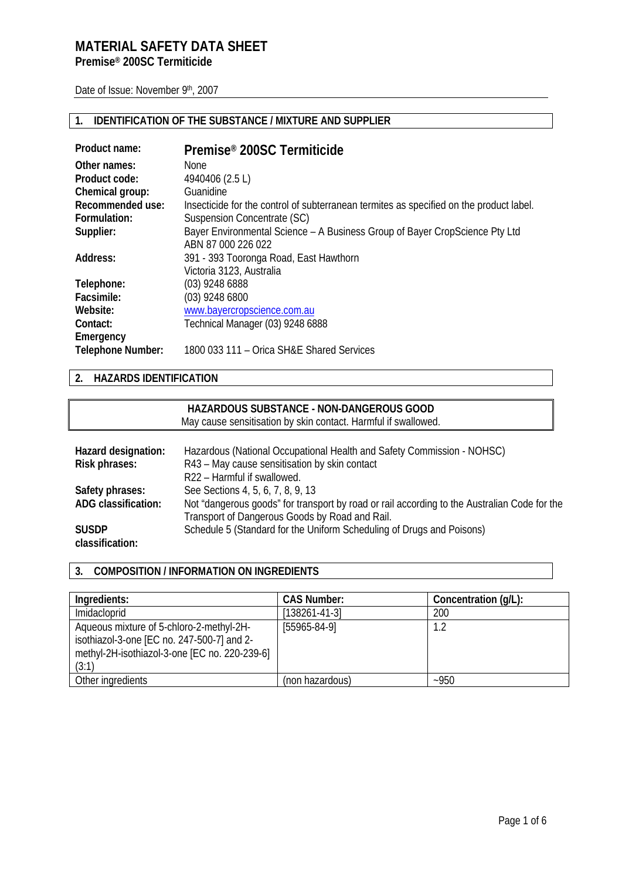# MATERIAL SAFETY DATA SHEET

**Premise® 200SC Termiticide**

Date of Issue: November 9th, 2007

## 1. IDENTIFICATION OF THE SUBSTANCE / MIXTURE AND SUPPLIER

| | |
|---|---|
| **Product name:** | **Premise® 200SC Termiticide** |
| **Other names:** | None |
| **Product code:** | 4940406 (2.5 L) |
| **Chemical group:** | Guanidine |
| **Recommended use:** | Insecticide for the control of subterranean termites as specified on the product label. |
| **Formulation:** | Suspension Concentrate (SC) |
| **Supplier:** | Bayer Environmental Science – A Business Group of Bayer CropScience Pty Ltd ABN 87 000 226 022 |
| **Address:** | 391 - 393 Tooronga Road, East Hawthorn Victoria 3123, Australia |
| **Telephone:** | (03) 9248 6888 |
| **Facsimile:** | (03) 9248 6800 |
| **Website:** | www.bayercropscience.com.au |
| **Contact:** | Technical Manager (03) 9248 6888 |
| **Emergency Telephone Number:** | 1800 033 111 – Orica SH&E Shared Services |

## 2. HAZARDS IDENTIFICATION

**HAZARDOUS SUBSTANCE - NON-DANGEROUS GOOD**
May cause sensitisation by skin contact. Harmful if swallowed.

| | |
|---|---|
| **Hazard designation:** | Hazardous (National Occupational Health and Safety Commission - NOHSC) |
| **Risk phrases:** | R43 – May cause sensitisation by skin contact<br>R22 – Harmful if swallowed. |
| **Safety phrases:** | See Sections 4, 5, 6, 7, 8, 9, 13 |
| **ADG classification:** | Not "dangerous goods" for transport by road or rail according to the Australian Code for the Transport of Dangerous Goods by Road and Rail. |
| **SUSDP classification:** | Schedule 5 (Standard for the Uniform Scheduling of Drugs and Poisons) |

## 3. COMPOSITION / INFORMATION ON INGREDIENTS

| Ingredients: | CAS Number: | Concentration (g/L): |
|---|---|---|
| Imidacloprid | [138261-41-3] | 200 |
| Aqueous mixture of 5-chloro-2-methyl-2H-isothiazol-3-one [EC no. 247-500-7] and 2-methyl-2H-isothiazol-3-one [EC no. 220-239-6] (3:1) | [55965-84-9] | 1.2 |
| Other ingredients | (non hazardous) | ~950 |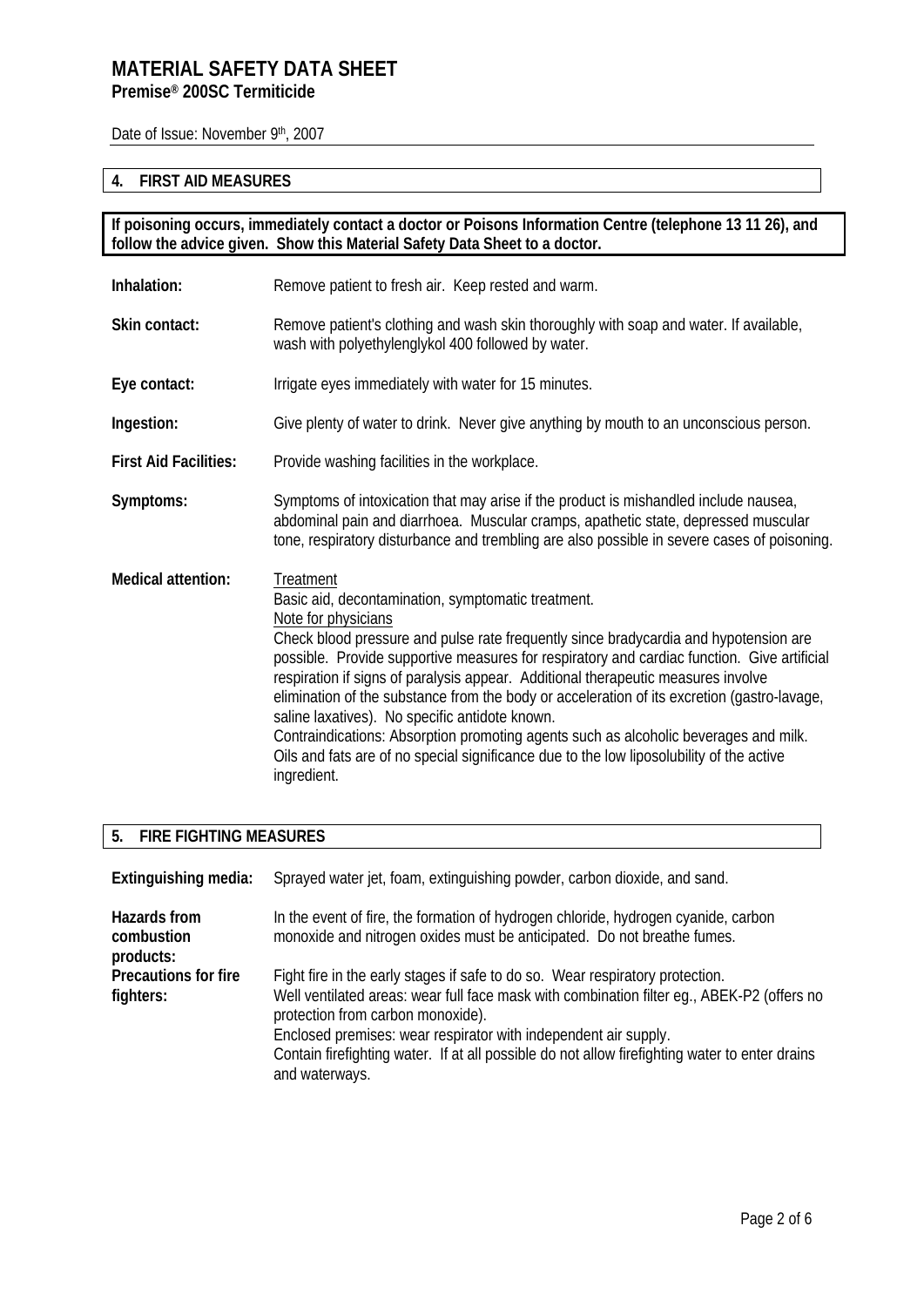## 4. FIRST AID MEASURES

**If poisoning occurs, immediately contact a doctor or Poisons Information Centre (telephone 13 11 26), and follow the advice given. Show this Material Safety Data Sheet to a doctor.**

**Inhalation:** Remove patient to fresh air. Keep rested and warm.

**Skin contact:** Remove patient's clothing and wash skin thoroughly with soap and water. If available, wash with polyethylenglykol 400 followed by water.

**Eye contact:** Irrigate eyes immediately with water for 15 minutes.

**Ingestion:** Give plenty of water to drink. Never give anything by mouth to an unconscious person.

**First Aid Facilities:** Provide washing facilities in the workplace.

**Symptoms:** Symptoms of intoxication that may arise if the product is mishandled include nausea, abdominal pain and diarrhoea. Muscular cramps, apathetic state, depressed muscular tone, respiratory disturbance and trembling are also possible in severe cases of poisoning.

**Medical attention:**

Treatment

Basic aid, decontamination, symptomatic treatment.

Note for physicians

Check blood pressure and pulse rate frequently since bradycardia and hypotension are possible. Provide supportive measures for respiratory and cardiac function. Give artificial respiration if signs of paralysis appear. Additional therapeutic measures involve elimination of the substance from the body or acceleration of its excretion (gastro-lavage, saline laxatives). No specific antidote known.

Contraindications: Absorption promoting agents such as alcoholic beverages and milk. Oils and fats are of no special significance due to the low liposolubility of the active ingredient.

## 5. FIRE FIGHTING MEASURES

**Extinguishing media:** Sprayed water jet, foam, extinguishing powder, carbon dioxide, and sand.

**Hazards from combustion products:** In the event of fire, the formation of hydrogen chloride, hydrogen cyanide, carbon monoxide and nitrogen oxides must be anticipated. Do not breathe fumes.

**Precautions for fire fighters:** Fight fire in the early stages if safe to do so. Wear respiratory protection.

Well ventilated areas: wear full face mask with combination filter eg., ABEK-P2 (offers no protection from carbon monoxide).

Enclosed premises: wear respirator with independent air supply.

Contain firefighting water. If at all possible do not allow firefighting water to enter drains and waterways.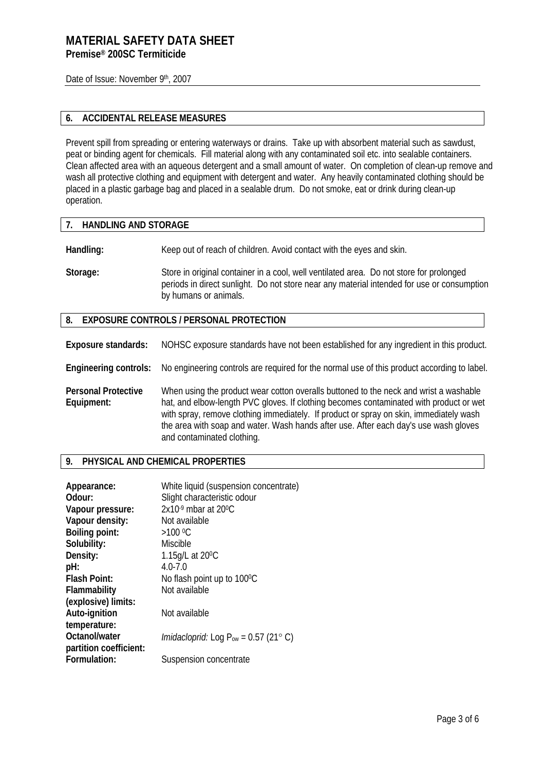# MATERIAL SAFETY DATA SHEET

**Premise® 200SC Termiticide**

Date of Issue: November 9th, 2007

## 6. ACCIDENTAL RELEASE MEASURES

Prevent spill from spreading or entering waterways or drains. Take up with absorbent material such as sawdust, peat or binding agent for chemicals. Fill material along with any contaminated soil etc. into sealable containers. Clean affected area with an aqueous detergent and a small amount of water. On completion of clean-up remove and wash all protective clothing and equipment with detergent and water. Any heavily contaminated clothing should be placed in a plastic garbage bag and placed in a sealable drum. Do not smoke, eat or drink during clean-up operation.

## 7. HANDLING AND STORAGE

**Handling:** Keep out of reach of children. Avoid contact with the eyes and skin.

**Storage:** Store in original container in a cool, well ventilated area. Do not store for prolonged periods in direct sunlight. Do not store near any material intended for use or consumption by humans or animals.

## 8. EXPOSURE CONTROLS / PERSONAL PROTECTION

**Exposure standards:** NOHSC exposure standards have not been established for any ingredient in this product.

**Engineering controls:** No engineering controls are required for the normal use of this product according to label.

**Personal Protective Equipment:** When using the product wear cotton overalls buttoned to the neck and wrist a washable hat, and elbow-length PVC gloves. If clothing becomes contaminated with product or wet with spray, remove clothing immediately. If product or spray on skin, immediately wash the area with soap and water. Wash hands after use. After each day's use wash gloves and contaminated clothing.

## 9. PHYSICAL AND CHEMICAL PROPERTIES

| | |
|---|---|
| **Appearance:** | White liquid (suspension concentrate) |
| **Odour:** | Slight characteristic odour |
| **Vapour pressure:** | $2x10^{-9}$ mbar at $20^0C$ |
| **Vapour density:** | Not available |
| **Boiling point:** | >100 $^0C$ |
| **Solubility:** | Miscible |
| **Density:** | 1.15g/L at $20^0C$ |
| **pH:** | 4.0-7.0 |
| **Flash Point:** | No flash point up to $100^0C$ |
| **Flammability (explosive) limits:** | Not available |
| **Auto-ignition temperature:** | Not available |
| **Octanol/water partition coefficient:** | *Imidacloprid:* Log $P_{ow}$ = 0.57 (21° C) |
| **Formulation:** | Suspension concentrate |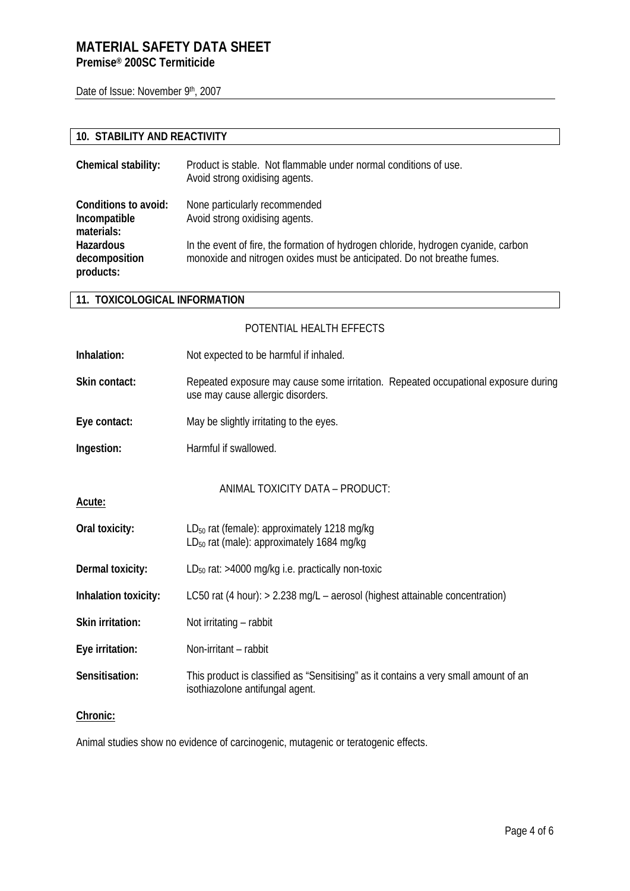## 10. STABILITY AND REACTIVITY

**Chemical stability:** Product is stable. Not flammable under normal conditions of use. Avoid strong oxidising agents.

**Conditions to avoid:** None particularly recommended

**Incompatible materials:** Avoid strong oxidising agents.

**Hazardous decomposition products:** In the event of fire, the formation of hydrogen chloride, hydrogen cyanide, carbon monoxide and nitrogen oxides must be anticipated. Do not breathe fumes.

## 11. TOXICOLOGICAL INFORMATION

POTENTIAL HEALTH EFFECTS

**Inhalation:** Not expected to be harmful if inhaled.

**Skin contact:** Repeated exposure may cause some irritation. Repeated occupational exposure during use may cause allergic disorders.

**Eye contact:** May be slightly irritating to the eyes.

**Ingestion:** Harmful if swallowed.

ANIMAL TOXICITY DATA – PRODUCT:

**Acute:**

**Oral toxicity:** $LD_{50}$ rat (female): approximately 1218 mg/kg
$LD_{50}$ rat (male): approximately 1684 mg/kg

**Dermal toxicity:** $LD_{50}$ rat: >4000 mg/kg i.e. practically non-toxic

**Inhalation toxicity:** LC50 rat (4 hour): > 2.238 mg/L – aerosol (highest attainable concentration)

**Skin irritation:** Not irritating – rabbit

**Eye irritation:** Non-irritant – rabbit

**Sensitisation:** This product is classified as "Sensitising" as it contains a very small amount of an isothiazolone antifungal agent.

**Chronic:**

Animal studies show no evidence of carcinogenic, mutagenic or teratogenic effects.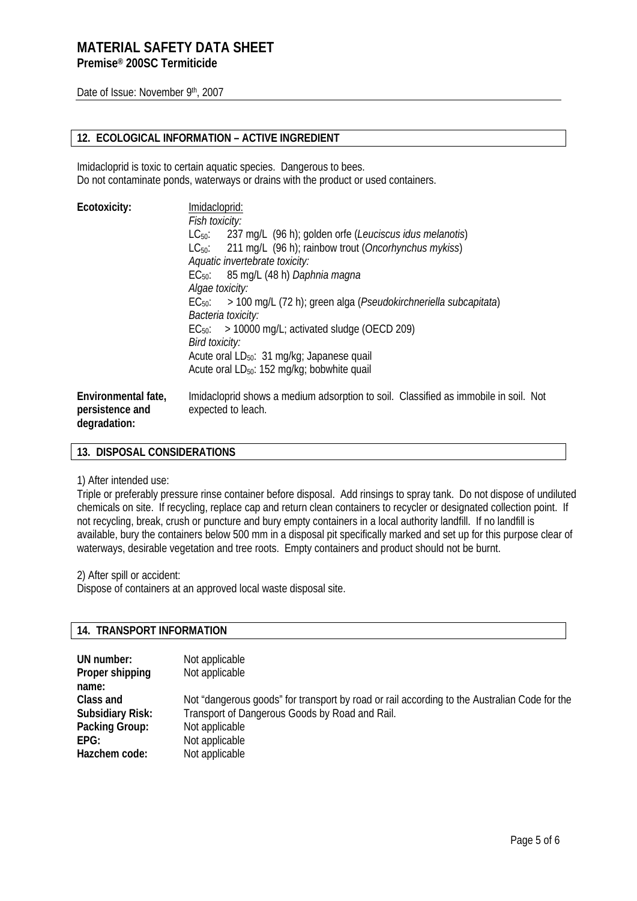## 12. ECOLOGICAL INFORMATION – ACTIVE INGREDIENT

Imidacloprid is toxic to certain aquatic species. Dangerous to bees.
Do not contaminate ponds, waterways or drains with the product or used containers.

**Ecotoxicity:**

Imidacloprid:

*Fish toxicity:*

$LC_{50}$: 237 mg/L (96 h); golden orfe (*Leuciscus idus melanotis*)

$LC_{50}$: 211 mg/L (96 h); rainbow trout (*Oncorhynchus mykiss*)

*Aquatic invertebrate toxicity:*

$EC_{50}$: 85 mg/L (48 h) *Daphnia magna*

*Algae toxicity:*

$EC_{50}$: > 100 mg/L (72 h); green alga (*Pseudokirchneriella subcapitata*)

*Bacteria toxicity:*

$EC_{50}$: > 10000 mg/L; activated sludge (OECD 209)

*Bird toxicity:*

Acute oral $LD_{50}$: 31 mg/kg; Japanese quail

Acute oral $LD_{50}$: 152 mg/kg; bobwhite quail

**Environmental fate, persistence and degradation:** Imidacloprid shows a medium adsorption to soil. Classified as immobile in soil. Not expected to leach.

## 13. DISPOSAL CONSIDERATIONS

1) After intended use:

Triple or preferably pressure rinse container before disposal. Add rinsings to spray tank. Do not dispose of undiluted chemicals on site. If recycling, replace cap and return clean containers to recycler or designated collection point. If not recycling, break, crush or puncture and bury empty containers in a local authority landfill. If no landfill is available, bury the containers below 500 mm in a disposal pit specifically marked and set up for this purpose clear of waterways, desirable vegetation and tree roots. Empty containers and product should not be burnt.

2) After spill or accident:

Dispose of containers at an approved local waste disposal site.

## 14. TRANSPORT INFORMATION

**UN number:** Not applicable

**Proper shipping name:** Not applicable

**Class and Subsidiary Risk:** Not "dangerous goods" for transport by road or rail according to the Australian Code for the Transport of Dangerous Goods by Road and Rail.

**Packing Group:** Not applicable

**EPG:** Not applicable

**Hazchem code:** Not applicable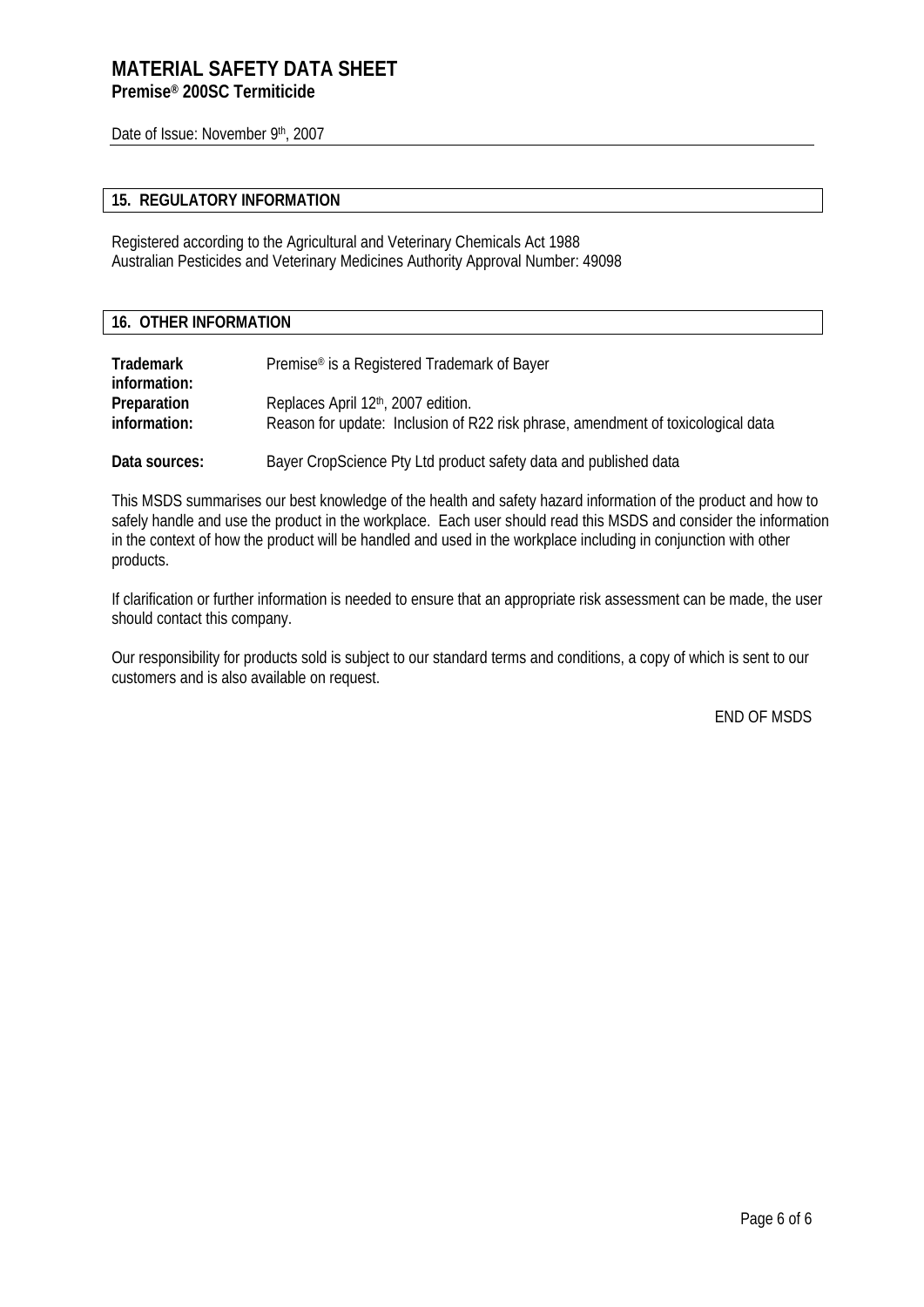# MATERIAL SAFETY DATA SHEET

**Premise® 200SC Termiticide**

Date of Issue: November 9th, 2007

## 15. REGULATORY INFORMATION

Registered according to the Agricultural and Veterinary Chemicals Act 1988
Australian Pesticides and Veterinary Medicines Authority Approval Number: 49098

## 16. OTHER INFORMATION

| | |
|---|---|
| **Trademark information:** | Premise® is a Registered Trademark of Bayer |
| **Preparation information:** | Replaces April 12th, 2007 edition.<br>Reason for update: Inclusion of R22 risk phrase, amendment of toxicological data |
| **Data sources:** | Bayer CropScience Pty Ltd product safety data and published data |

This MSDS summarises our best knowledge of the health and safety hazard information of the product and how to safely handle and use the product in the workplace. Each user should read this MSDS and consider the information in the context of how the product will be handled and used in the workplace including in conjunction with other products.

If clarification or further information is needed to ensure that an appropriate risk assessment can be made, the user should contact this company.

Our responsibility for products sold is subject to our standard terms and conditions, a copy of which is sent to our customers and is also available on request.

END OF MSDS